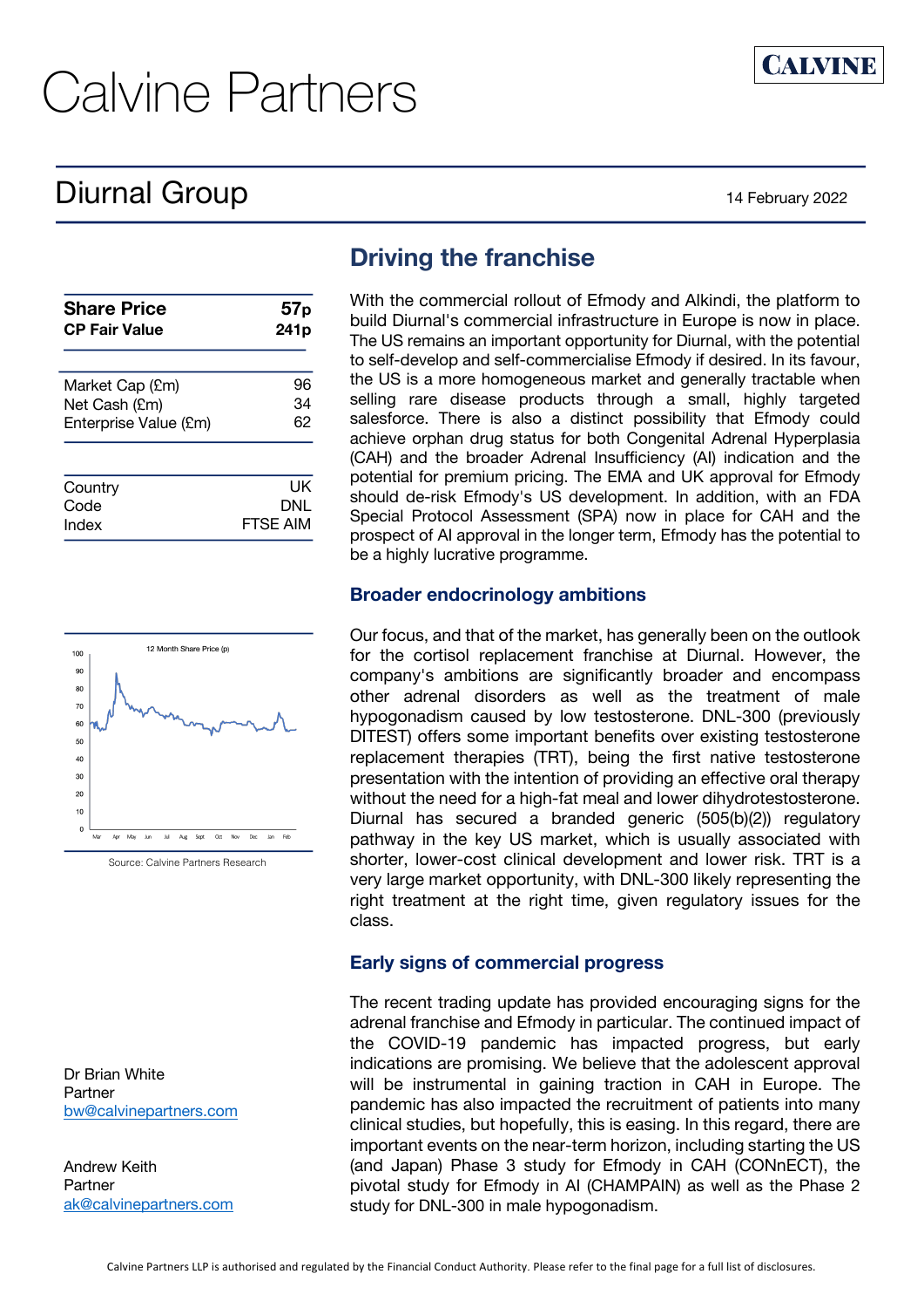# Calvine Partners

## Diurnal Group

14 February 2022

| Share Price | 57p |
|---|---|
| CP Fair Value | 241p |

| Market Cap (£m) | 96 |
|---|---|
| Net Cash (£m) | 34 |
| Enterprise Value (£m) | 62 |

| Country | UK |
|---|---|
| Code | DNL |
| Index | FTSE AIM |

12 Month Share Price (p)

Source: Calvine Partners Research

Dr Brian White
Partner
bw@calvinepartners.com

Andrew Keith
Partner
ak@calvinepartners.com

## Driving the franchise

With the commercial rollout of Efmody and Alkindi, the platform to build Diurnal's commercial infrastructure in Europe is now in place. The US remains an important opportunity for Diurnal, with the potential to self-develop and self-commercialise Efmody if desired. In its favour, the US is a more homogeneous market and generally tractable when selling rare disease products through a small, highly targeted salesforce. There is also a distinct possibility that Efmody could achieve orphan drug status for both Congenital Adrenal Hyperplasia (CAH) and the broader Adrenal Insufficiency (AI) indication and the potential for premium pricing. The EMA and UK approval for Efmody should de-risk Efmody's US development. In addition, with an FDA Special Protocol Assessment (SPA) now in place for CAH and the prospect of AI approval in the longer term, Efmody has the potential to be a highly lucrative programme.

### Broader endocrinology ambitions

Our focus, and that of the market, has generally been on the outlook for the cortisol replacement franchise at Diurnal. However, the company's ambitions are significantly broader and encompass other adrenal disorders as well as the treatment of male hypogonadism caused by low testosterone. DNL-300 (previously DITEST) offers some important benefits over existing testosterone replacement therapies (TRT), being the first native testosterone presentation with the intention of providing an effective oral therapy without the need for a high-fat meal and lower dihydrotestosterone. Diurnal has secured a branded generic (505(b)(2)) regulatory pathway in the key US market, which is usually associated with shorter, lower-cost clinical development and lower risk. TRT is a very large market opportunity, with DNL-300 likely representing the right treatment at the right time, given regulatory issues for the class.

### Early signs of commercial progress

The recent trading update has provided encouraging signs for the adrenal franchise and Efmody in particular. The continued impact of the COVID-19 pandemic has impacted progress, but early indications are promising. We believe that the adolescent approval will be instrumental in gaining traction in CAH in Europe. The pandemic has also impacted the recruitment of patients into many clinical studies, but hopefully, this is easing. In this regard, there are important events on the near-term horizon, including starting the US (and Japan) Phase 3 study for Efmody in CAH (CONnECT), the pivotal study for Efmody in AI (CHAMPAIN) as well as the Phase 2 study for DNL-300 in male hypogonadism.

Calvine Partners LLP is authorised and regulated by the Financial Conduct Authority. Please refer to the final page for a full list of disclosures.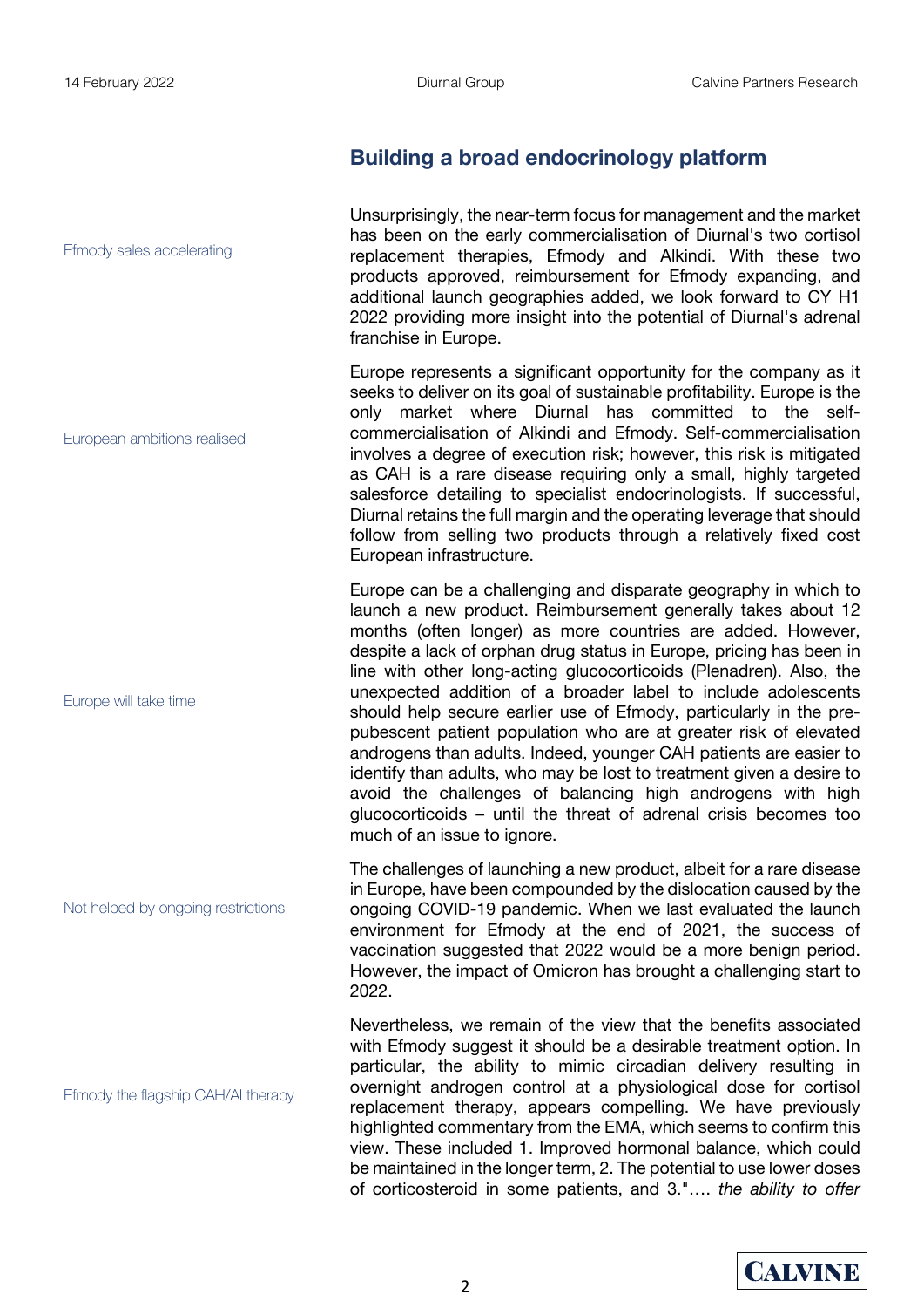## Building a broad endocrinology platform

Efmody sales accelerating

Unsurprisingly, the near-term focus for management and the market has been on the early commercialisation of Diurnal's two cortisol replacement therapies, Efmody and Alkindi. With these two products approved, reimbursement for Efmody expanding, and additional launch geographies added, we look forward to CY H1 2022 providing more insight into the potential of Diurnal's adrenal franchise in Europe.

European ambitions realised

Europe represents a significant opportunity for the company as it seeks to deliver on its goal of sustainable profitability. Europe is the only market where Diurnal has committed to the self-commercialisation of Alkindi and Efmody. Self-commercialisation involves a degree of execution risk; however, this risk is mitigated as CAH is a rare disease requiring only a small, highly targeted salesforce detailing to specialist endocrinologists. If successful, Diurnal retains the full margin and the operating leverage that should follow from selling two products through a relatively fixed cost European infrastructure.

Europe will take time

Europe can be a challenging and disparate geography in which to launch a new product. Reimbursement generally takes about 12 months (often longer) as more countries are added. However, despite a lack of orphan drug status in Europe, pricing has been in line with other long-acting glucocorticoids (Plenadren). Also, the unexpected addition of a broader label to include adolescents should help secure earlier use of Efmody, particularly in the pre-pubescent patient population who are at greater risk of elevated androgens than adults. Indeed, younger CAH patients are easier to identify than adults, who may be lost to treatment given a desire to avoid the challenges of balancing high androgens with high glucocorticoids – until the threat of adrenal crisis becomes too much of an issue to ignore.

Not helped by ongoing restrictions

The challenges of launching a new product, albeit for a rare disease in Europe, have been compounded by the dislocation caused by the ongoing COVID-19 pandemic. When we last evaluated the launch environment for Efmody at the end of 2021, the success of vaccination suggested that 2022 would be a more benign period. However, the impact of Omicron has brought a challenging start to 2022.

Efmody the flagship CAH/AI therapy

Nevertheless, we remain of the view that the benefits associated with Efmody suggest it should be a desirable treatment option. In particular, the ability to mimic circadian delivery resulting in overnight androgen control at a physiological dose for cortisol replacement therapy, appears compelling. We have previously highlighted commentary from the EMA, which seems to confirm this view. These included 1. Improved hormonal balance, which could be maintained in the longer term, 2. The potential to use lower doses of corticosteroid in some patients, and 3."…. *the ability to offer*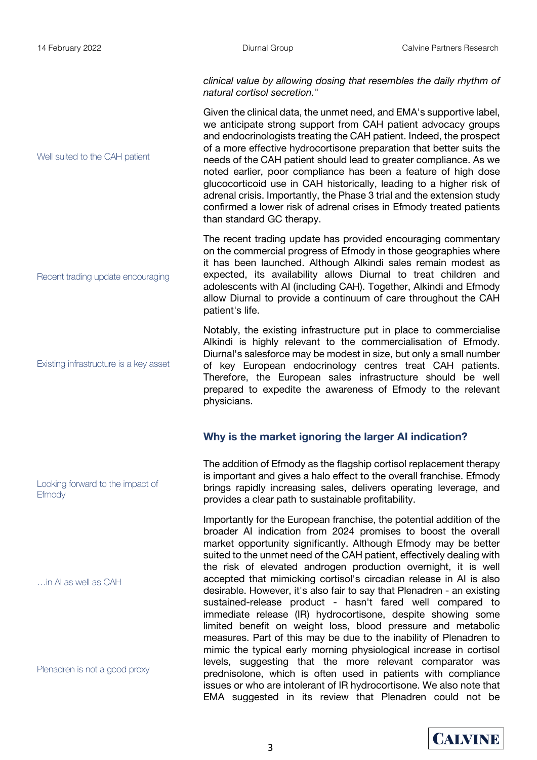*clinical value by allowing dosing that resembles the daily rhythm of natural cortisol secretion."*

Well suited to the CAH patient

Given the clinical data, the unmet need, and EMA's supportive label, we anticipate strong support from CAH patient advocacy groups and endocrinologists treating the CAH patient. Indeed, the prospect of a more effective hydrocortisone preparation that better suits the needs of the CAH patient should lead to greater compliance. As we noted earlier, poor compliance has been a feature of high dose glucocorticoid use in CAH historically, leading to a higher risk of adrenal crisis. Importantly, the Phase 3 trial and the extension study confirmed a lower risk of adrenal crises in Efmody treated patients than standard GC therapy.

Recent trading update encouraging

The recent trading update has provided encouraging commentary on the commercial progress of Efmody in those geographies where it has been launched. Although Alkindi sales remain modest as expected, its availability allows Diurnal to treat children and adolescents with AI (including CAH). Together, Alkindi and Efmody allow Diurnal to provide a continuum of care throughout the CAH patient's life.

Existing infrastructure is a key asset

Notably, the existing infrastructure put in place to commercialise Alkindi is highly relevant to the commercialisation of Efmody. Diurnal's salesforce may be modest in size, but only a small number of key European endocrinology centres treat CAH patients. Therefore, the European sales infrastructure should be well prepared to expedite the awareness of Efmody to the relevant physicians.

## Why is the market ignoring the larger AI indication?

Looking forward to the impact of Efmody

The addition of Efmody as the flagship cortisol replacement therapy is important and gives a halo effect to the overall franchise. Efmody brings rapidly increasing sales, delivers operating leverage, and provides a clear path to sustainable profitability.

…in AI as well as CAH

Importantly for the European franchise, the potential addition of the broader AI indication from 2024 promises to boost the overall market opportunity significantly. Although Efmody may be better suited to the unmet need of the CAH patient, effectively dealing with the risk of elevated androgen production overnight, it is well accepted that mimicking cortisol's circadian release in AI is also desirable. However, it's also fair to say that Plenadren - an existing sustained-release product - hasn't fared well compared to immediate release (IR) hydrocortisone, despite showing some limited benefit on weight loss, blood pressure and metabolic measures. Part of this may be due to the inability of Plenadren to mimic the typical early morning physiological increase in cortisol levels, suggesting that the more relevant comparator was prednisolone, which is often used in patients with compliance issues or who are intolerant of IR hydrocortisone. We also note that EMA suggested in its review that Plenadren could not be

Plenadren is not a good proxy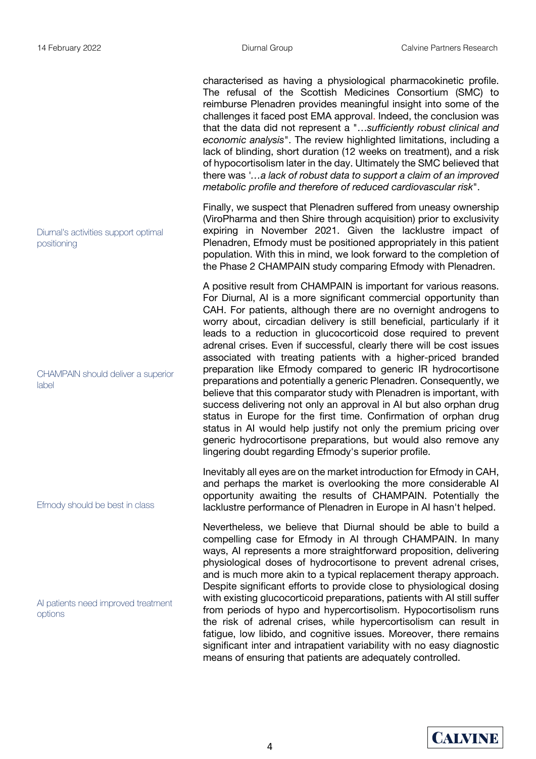characterised as having a physiological pharmacokinetic profile. The refusal of the Scottish Medicines Consortium (SMC) to reimburse Plenadren provides meaningful insight into some of the challenges it faced post EMA approval. Indeed, the conclusion was that the data did not represent a "…*sufficiently robust clinical and economic analysis*". The review highlighted limitations, including a lack of blinding, short duration (12 weeks on treatment), and a risk of hypocortisolism later in the day. Ultimately the SMC believed that there was '*…a lack of robust data to support a claim of an improved metabolic profile and therefore of reduced cardiovascular risk*".

Diurnal's activities support optimal positioning

Finally, we suspect that Plenadren suffered from uneasy ownership (ViroPharma and then Shire through acquisition) prior to exclusivity expiring in November 2021. Given the lacklustre impact of Plenadren, Efmody must be positioned appropriately in this patient population. With this in mind, we look forward to the completion of the Phase 2 CHAMPAIN study comparing Efmody with Plenadren.

CHAMPAIN should deliver a superior label

A positive result from CHAMPAIN is important for various reasons. For Diurnal, AI is a more significant commercial opportunity than CAH. For patients, although there are no overnight androgens to worry about, circadian delivery is still beneficial, particularly if it leads to a reduction in glucocorticoid dose required to prevent adrenal crises. Even if successful, clearly there will be cost issues associated with treating patients with a higher-priced branded preparation like Efmody compared to generic IR hydrocortisone preparations and potentially a generic Plenadren. Consequently, we believe that this comparator study with Plenadren is important, with success delivering not only an approval in AI but also orphan drug status in Europe for the first time. Confirmation of orphan drug status in AI would help justify not only the premium pricing over generic hydrocortisone preparations, but would also remove any lingering doubt regarding Efmody's superior profile.

Efmody should be best in class

Inevitably all eyes are on the market introduction for Efmody in CAH, and perhaps the market is overlooking the more considerable AI opportunity awaiting the results of CHAMPAIN. Potentially the lacklustre performance of Plenadren in Europe in AI hasn't helped.

AI patients need improved treatment options

Nevertheless, we believe that Diurnal should be able to build a compelling case for Efmody in AI through CHAMPAIN. In many ways, AI represents a more straightforward proposition, delivering physiological doses of hydrocortisone to prevent adrenal crises, and is much more akin to a typical replacement therapy approach. Despite significant efforts to provide close to physiological dosing with existing glucocorticoid preparations, patients with AI still suffer from periods of hypo and hypercortisolism. Hypocortisolism runs the risk of adrenal crises, while hypercortisolism can result in fatigue, low libido, and cognitive issues. Moreover, there remains significant inter and intrapatient variability with no easy diagnostic means of ensuring that patients are adequately controlled.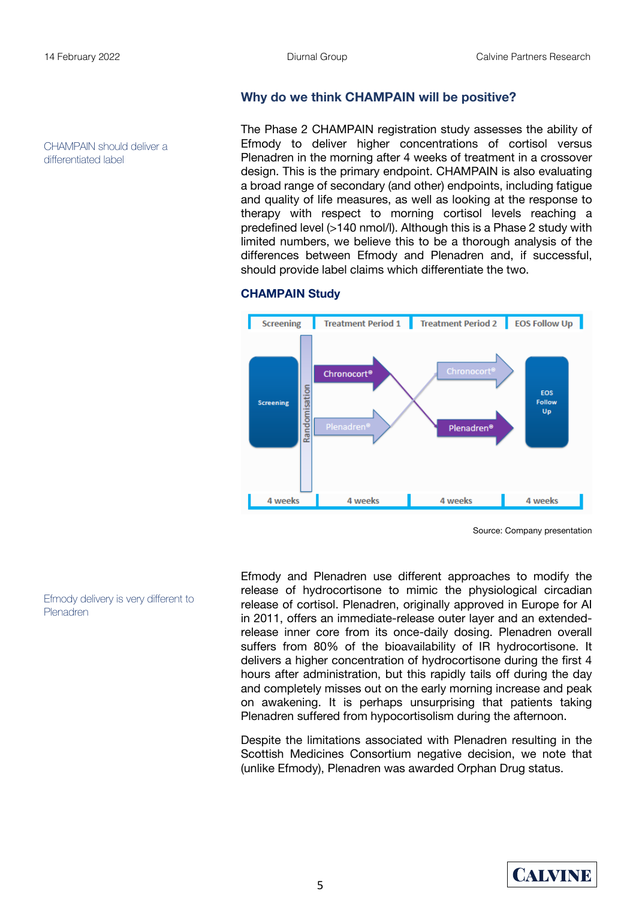## Why do we think CHAMPAIN will be positive?

CHAMPAIN should deliver a differentiated label

The Phase 2 CHAMPAIN registration study assesses the ability of Efmody to deliver higher concentrations of cortisol versus Plenadren in the morning after 4 weeks of treatment in a crossover design. This is the primary endpoint. CHAMPAIN is also evaluating a broad range of secondary (and other) endpoints, including fatigue and quality of life measures, as well as looking at the response to therapy with respect to morning cortisol levels reaching a predefined level (>140 nmol/l). Although this is a Phase 2 study with limited numbers, we believe this to be a thorough analysis of the differences between Efmody and Plenadren and, if successful, should provide label claims which differentiate the two.

### CHAMPAIN Study

| Screening | Treatment Period 1 | Treatment Period 2 | EOS Follow Up |
|---|---|---|---|
| Screening → Randomisation | Chronocort® / Plenadren® | Plenadren® / Chronocort® (crossover) | EOS Follow Up |
| 4 weeks | 4 weeks | 4 weeks | 4 weeks |

Source: Company presentation

Efmody delivery is very different to Plenadren

Efmody and Plenadren use different approaches to modify the release of hydrocortisone to mimic the physiological circadian release of cortisol. Plenadren, originally approved in Europe for AI in 2011, offers an immediate-release outer layer and an extended-release inner core from its once-daily dosing. Plenadren overall suffers from 80% of the bioavailability of IR hydrocortisone. It delivers a higher concentration of hydrocortisone during the first 4 hours after administration, but this rapidly tails off during the day and completely misses out on the early morning increase and peak on awakening. It is perhaps unsurprising that patients taking Plenadren suffered from hypocortisolism during the afternoon.

Despite the limitations associated with Plenadren resulting in the Scottish Medicines Consortium negative decision, we note that (unlike Efmody), Plenadren was awarded Orphan Drug status.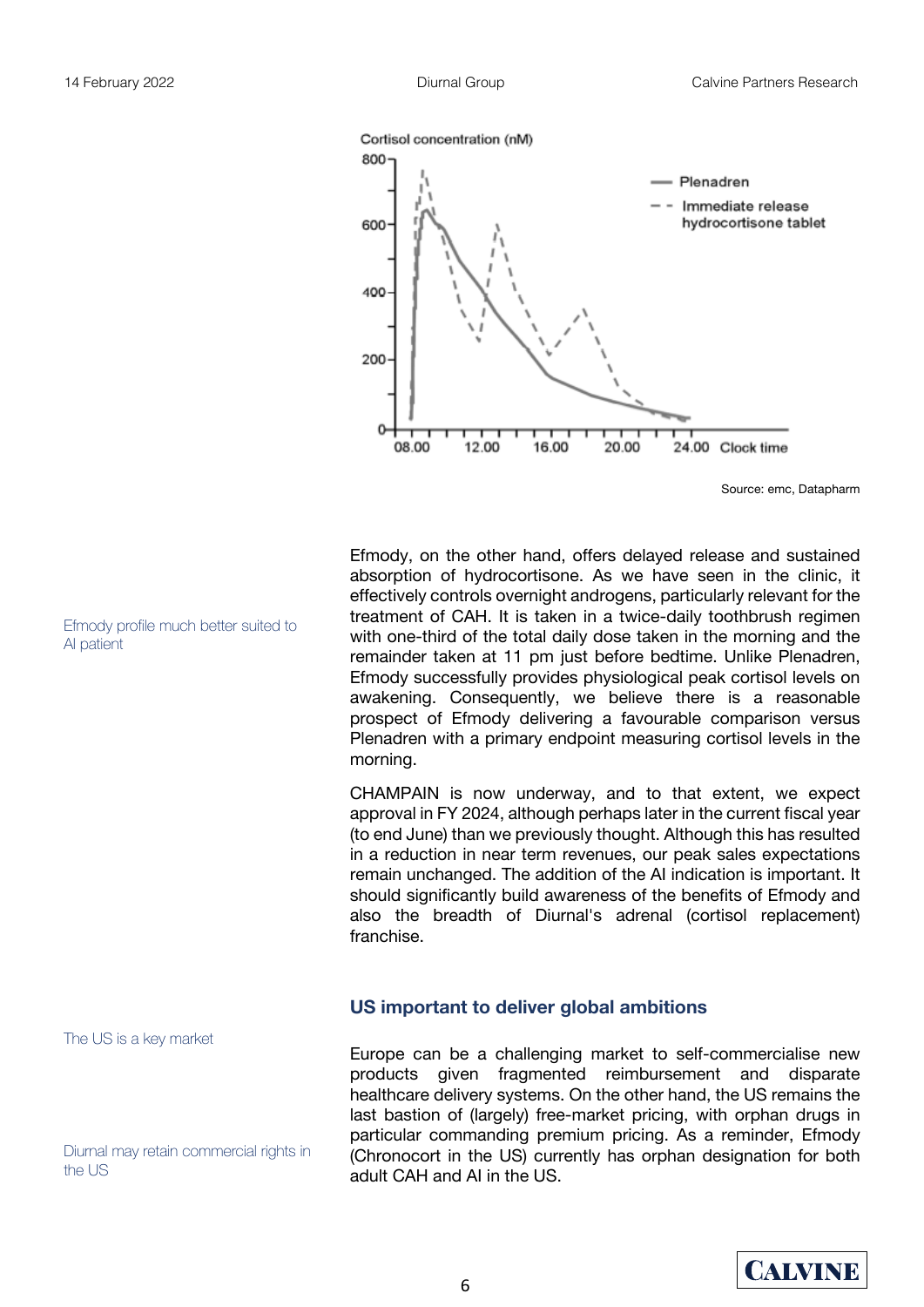Source: emc, Datapharm

Efmody profile much better suited to AI patient

Efmody, on the other hand, offers delayed release and sustained absorption of hydrocortisone. As we have seen in the clinic, it effectively controls overnight androgens, particularly relevant for the treatment of CAH. It is taken in a twice-daily toothbrush regimen with one-third of the total daily dose taken in the morning and the remainder taken at 11 pm just before bedtime. Unlike Plenadren, Efmody successfully provides physiological peak cortisol levels on awakening. Consequently, we believe there is a reasonable prospect of Efmody delivering a favourable comparison versus Plenadren with a primary endpoint measuring cortisol levels in the morning.

CHAMPAIN is now underway, and to that extent, we expect approval in FY 2024, although perhaps later in the current fiscal year (to end June) than we previously thought. Although this has resulted in a reduction in near term revenues, our peak sales expectations remain unchanged. The addition of the AI indication is important. It should significantly build awareness of the benefits of Efmody and also the breadth of Diurnal's adrenal (cortisol replacement) franchise.

## US important to deliver global ambitions

The US is a key market

Diurnal may retain commercial rights in the US

Europe can be a challenging market to self-commercialise new products given fragmented reimbursement and disparate healthcare delivery systems. On the other hand, the US remains the last bastion of (largely) free-market pricing, with orphan drugs in particular commanding premium pricing. As a reminder, Efmody (Chronocort in the US) currently has orphan designation for both adult CAH and AI in the US.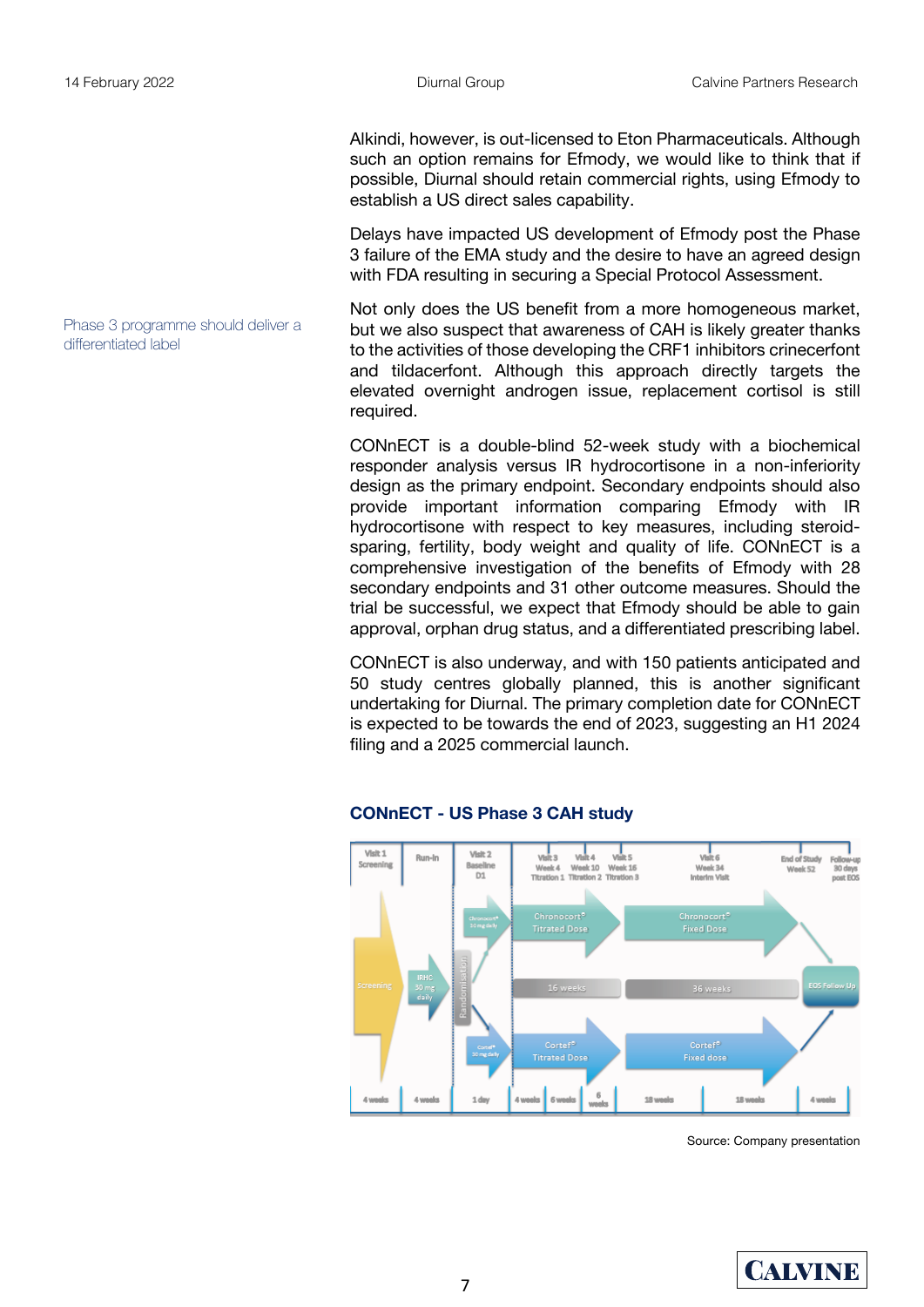Alkindi, however, is out-licensed to Eton Pharmaceuticals. Although such an option remains for Efmody, we would like to think that if possible, Diurnal should retain commercial rights, using Efmody to establish a US direct sales capability.

Delays have impacted US development of Efmody post the Phase 3 failure of the EMA study and the desire to have an agreed design with FDA resulting in securing a Special Protocol Assessment.

Phase 3 programme should deliver a differentiated label

Not only does the US benefit from a more homogeneous market, but we also suspect that awareness of CAH is likely greater thanks to the activities of those developing the CRF1 inhibitors crinecerfont and tildacerfont. Although this approach directly targets the elevated overnight androgen issue, replacement cortisol is still required.

CONnECT is a double-blind 52-week study with a biochemical responder analysis versus IR hydrocortisone in a non-inferiority design as the primary endpoint. Secondary endpoints should also provide important information comparing Efmody with IR hydrocortisone with respect to key measures, including steroid-sparing, fertility, body weight and quality of life. CONnECT is a comprehensive investigation of the benefits of Efmody with 28 secondary endpoints and 31 other outcome measures. Should the trial be successful, we expect that Efmody should be able to gain approval, orphan drug status, and a differentiated prescribing label.

CONnECT is also underway, and with 150 patients anticipated and 50 study centres globally planned, this is another significant undertaking for Diurnal. The primary completion date for CONnECT is expected to be towards the end of 2023, suggesting an H1 2024 filing and a 2025 commercial launch.

**CONnECT - US Phase 3 CAH study**

Source: Company presentation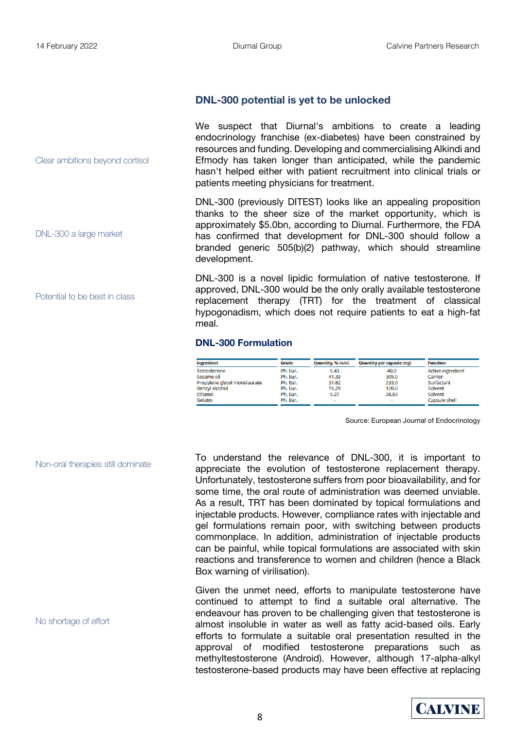## DNL-300 potential is yet to be unlocked

Clear ambitions beyond cortisol

We suspect that Diurnal's ambitions to create a leading endocrinology franchise (ex-diabetes) have been constrained by resources and funding. Developing and commercialising Alkindi and Efmody has taken longer than anticipated, while the pandemic hasn't helped either with patient recruitment into clinical trials or patients meeting physicians for treatment.

DNL-300 a large market

DNL-300 (previously DITEST) looks like an appealing proposition thanks to the sheer size of the market opportunity, which is approximately $5.0bn, according to Diurnal. Furthermore, the FDA has confirmed that development for DNL-300 should follow a branded generic 505(b)(2) pathway, which should streamline development.

Potential to be best in class

DNL-300 is a novel lipidic formulation of native testosterone. If approved, DNL-300 would be the only orally available testosterone replacement therapy (TRT) for the treatment of classical hypogonadism, which does not require patients to eat a high-fat meal.

### DNL-300 Formulation

| Ingredient | Grade | Quantity, % (w/w) | Quantity per capsule (mg) | Function |
|---|---|---|---|---|
| Testosterone | Ph. Eur. | 5.43 | 40.0 | Active ingredient |
| Sesame oil | Ph. Eur. | 41.39 | 305.0 | Carrier |
| Propylene glycol monolaurate | Ph. Eur. | 31.62 | 233.0 | Surfactant |
| Benzyl alcohol | Ph. Eur. | 16.29 | 120.0 | Solvent |
| Ethanol | Ph. Eur. | 5.27 | 38.83 | Solvent |
| Gelatin | Ph. Eur. | – | – | Capsule shell |

Source: European Journal of Endocrinology

Non-oral therapies still dominate

To understand the relevance of DNL-300, it is important to appreciate the evolution of testosterone replacement therapy. Unfortunately, testosterone suffers from poor bioavailability, and for some time, the oral route of administration was deemed unviable. As a result, TRT has been dominated by topical formulations and injectable products. However, compliance rates with injectable and gel formulations remain poor, with switching between products commonplace. In addition, administration of injectable products can be painful, while topical formulations are associated with skin reactions and transference to women and children (hence a Black Box warning of virilisation).

No shortage of effort

Given the unmet need, efforts to manipulate testosterone have continued to attempt to find a suitable oral alternative. The endeavour has proven to be challenging given that testosterone is almost insoluble in water as well as fatty acid-based oils. Early efforts to formulate a suitable oral presentation resulted in the approval of modified testosterone preparations such as methyltestosterone (Android). However, although 17-alpha-alkyl testosterone-based products may have been effective at replacing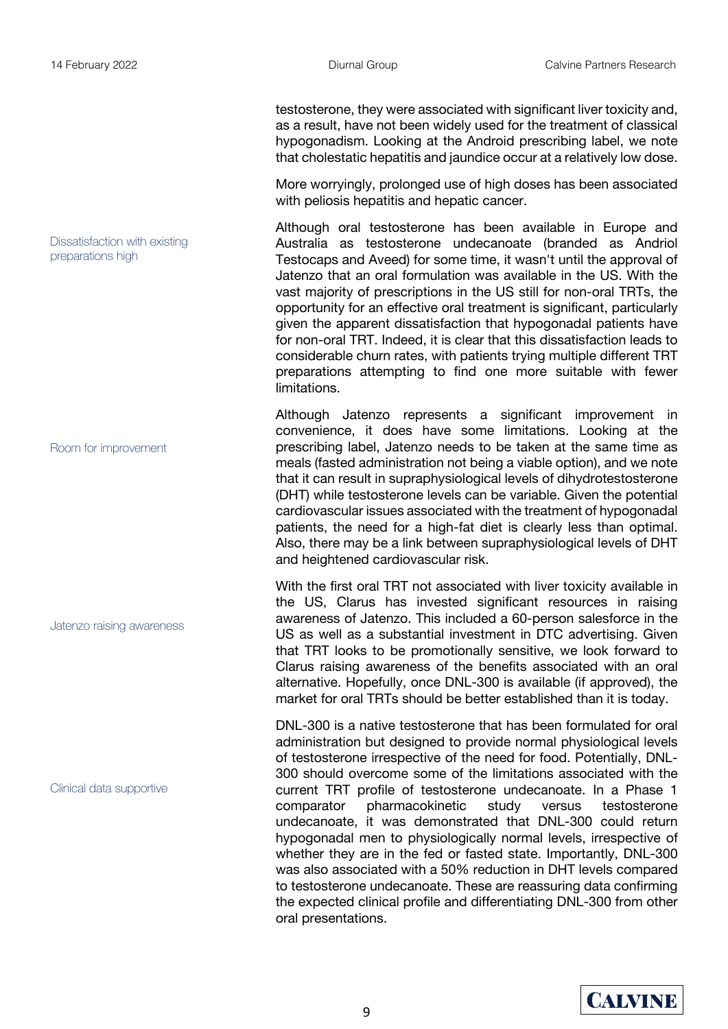testosterone, they were associated with significant liver toxicity and, as a result, have not been widely used for the treatment of classical hypogonadism. Looking at the Android prescribing label, we note that cholestatic hepatitis and jaundice occur at a relatively low dose.

More worryingly, prolonged use of high doses has been associated with peliosis hepatitis and hepatic cancer.

*Dissatisfaction with existing preparations high*

Although oral testosterone has been available in Europe and Australia as testosterone undecanoate (branded as Andriol Testocaps and Aveed) for some time, it wasn't until the approval of Jatenzo that an oral formulation was available in the US. With the vast majority of prescriptions in the US still for non-oral TRTs, the opportunity for an effective oral treatment is significant, particularly given the apparent dissatisfaction that hypogonadal patients have for non-oral TRT. Indeed, it is clear that this dissatisfaction leads to considerable churn rates, with patients trying multiple different TRT preparations attempting to find one more suitable with fewer limitations.

*Room for improvement*

Although Jatenzo represents a significant improvement in convenience, it does have some limitations. Looking at the prescribing label, Jatenzo needs to be taken at the same time as meals (fasted administration not being a viable option), and we note that it can result in supraphysiological levels of dihydrotestosterone (DHT) while testosterone levels can be variable. Given the potential cardiovascular issues associated with the treatment of hypogonadal patients, the need for a high-fat diet is clearly less than optimal. Also, there may be a link between supraphysiological levels of DHT and heightened cardiovascular risk.

*Jatenzo raising awareness*

With the first oral TRT not associated with liver toxicity available in the US, Clarus has invested significant resources in raising awareness of Jatenzo. This included a 60-person salesforce in the US as well as a substantial investment in DTC advertising. Given that TRT looks to be promotionally sensitive, we look forward to Clarus raising awareness of the benefits associated with an oral alternative. Hopefully, once DNL-300 is available (if approved), the market for oral TRTs should be better established than it is today.

*Clinical data supportive*

DNL-300 is a native testosterone that has been formulated for oral administration but designed to provide normal physiological levels of testosterone irrespective of the need for food. Potentially, DNL-300 should overcome some of the limitations associated with the current TRT profile of testosterone undecanoate. In a Phase 1 comparator pharmacokinetic study versus testosterone undecanoate, it was demonstrated that DNL-300 could return hypogonadal men to physiologically normal levels, irrespective of whether they are in the fed or fasted state. Importantly, DNL-300 was also associated with a 50% reduction in DHT levels compared to testosterone undecanoate. These are reassuring data confirming the expected clinical profile and differentiating DNL-300 from other oral presentations.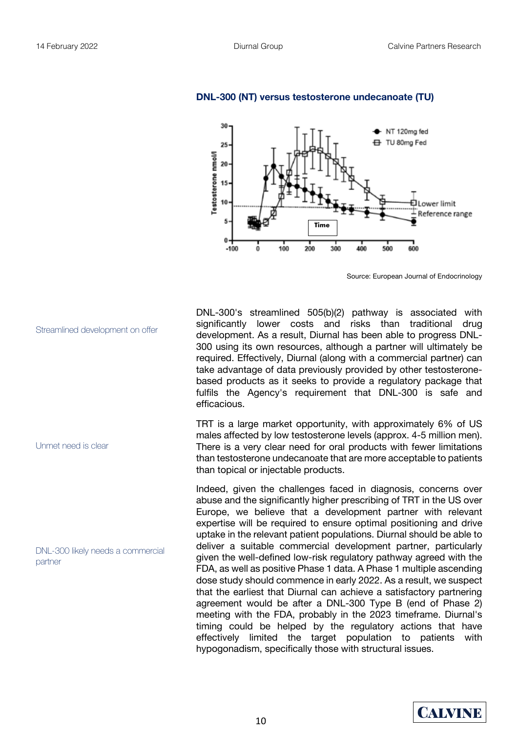**DNL-300 (NT) versus testosterone undecanoate (TU)**

Source: European Journal of Endocrinology

Streamlined development on offer

DNL-300's streamlined 505(b)(2) pathway is associated with significantly lower costs and risks than traditional drug development. As a result, Diurnal has been able to progress DNL-300 using its own resources, although a partner will ultimately be required. Effectively, Diurnal (along with a commercial partner) can take advantage of data previously provided by other testosterone-based products as it seeks to provide a regulatory package that fulfils the Agency's requirement that DNL-300 is safe and efficacious.

Unmet need is clear

TRT is a large market opportunity, with approximately 6% of US males affected by low testosterone levels (approx. 4-5 million men). There is a very clear need for oral products with fewer limitations than testosterone undecanoate that are more acceptable to patients than topical or injectable products.

DNL-300 likely needs a commercial partner

Indeed, given the challenges faced in diagnosis, concerns over abuse and the significantly higher prescribing of TRT in the US over Europe, we believe that a development partner with relevant expertise will be required to ensure optimal positioning and drive uptake in the relevant patient populations. Diurnal should be able to deliver a suitable commercial development partner, particularly given the well-defined low-risk regulatory pathway agreed with the FDA, as well as positive Phase 1 data. A Phase 1 multiple ascending dose study should commence in early 2022. As a result, we suspect that the earliest that Diurnal can achieve a satisfactory partnering agreement would be after a DNL-300 Type B (end of Phase 2) meeting with the FDA, probably in the 2023 timeframe. Diurnal's timing could be helped by the regulatory actions that have effectively limited the target population to patients with hypogonadism, specifically those with structural issues.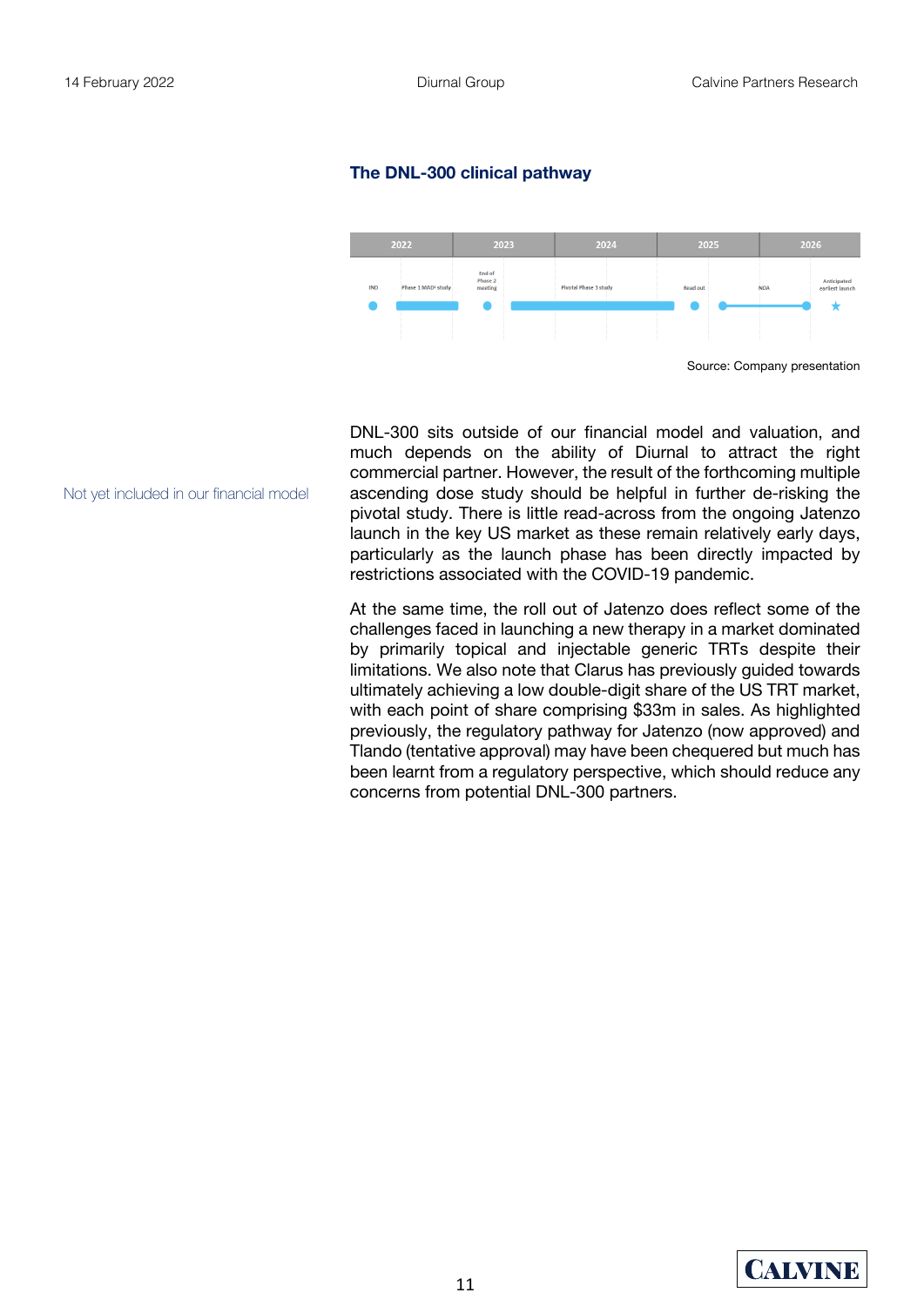## The DNL-300 clinical pathway

| 2022 | | 2023 | 2024 | 2025 | | 2026 |
|---|---|---|---|---|---|---|
| IND | Phase 1 MAD* study | End of Phase 2 meeting | Pivotal Phase 3 study | Read out | NDA | Anticipated earliest launch |

Source: Company presentation

Not yet included in our financial model

DNL-300 sits outside of our financial model and valuation, and much depends on the ability of Diurnal to attract the right commercial partner. However, the result of the forthcoming multiple ascending dose study should be helpful in further de-risking the pivotal study. There is little read-across from the ongoing Jatenzo launch in the key US market as these remain relatively early days, particularly as the launch phase has been directly impacted by restrictions associated with the COVID-19 pandemic.

At the same time, the roll out of Jatenzo does reflect some of the challenges faced in launching a new therapy in a market dominated by primarily topical and injectable generic TRTs despite their limitations. We also note that Clarus has previously guided towards ultimately achieving a low double-digit share of the US TRT market, with each point of share comprising $33m in sales. As highlighted previously, the regulatory pathway for Jatenzo (now approved) and Tlando (tentative approval) may have been chequered but much has been learnt from a regulatory perspective, which should reduce any concerns from potential DNL-300 partners.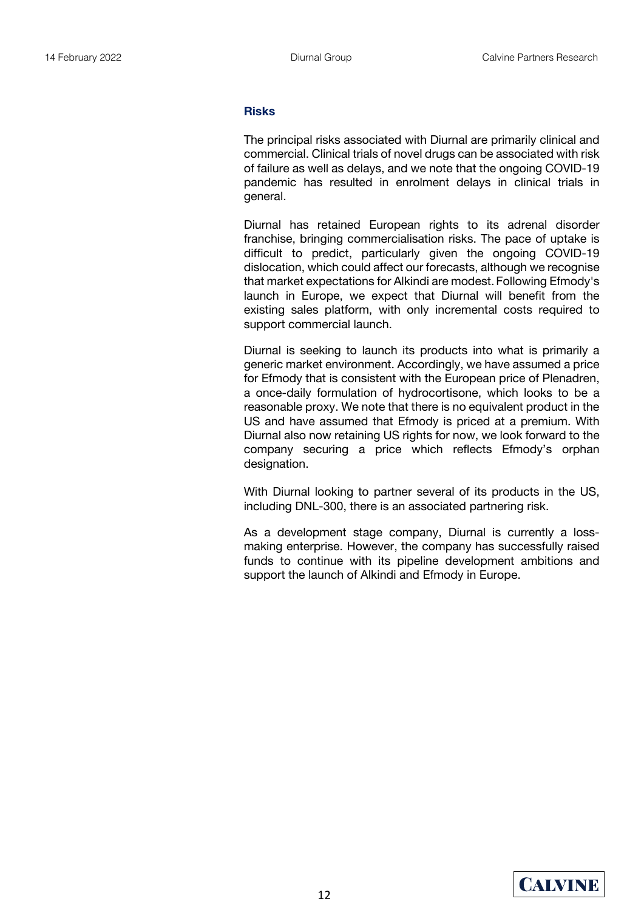## Risks

The principal risks associated with Diurnal are primarily clinical and commercial. Clinical trials of novel drugs can be associated with risk of failure as well as delays, and we note that the ongoing COVID-19 pandemic has resulted in enrolment delays in clinical trials in general.

Diurnal has retained European rights to its adrenal disorder franchise, bringing commercialisation risks. The pace of uptake is difficult to predict, particularly given the ongoing COVID-19 dislocation, which could affect our forecasts, although we recognise that market expectations for Alkindi are modest. Following Efmody's launch in Europe, we expect that Diurnal will benefit from the existing sales platform, with only incremental costs required to support commercial launch.

Diurnal is seeking to launch its products into what is primarily a generic market environment. Accordingly, we have assumed a price for Efmody that is consistent with the European price of Plenadren, a once-daily formulation of hydrocortisone, which looks to be a reasonable proxy. We note that there is no equivalent product in the US and have assumed that Efmody is priced at a premium. With Diurnal also now retaining US rights for now, we look forward to the company securing a price which reflects Efmody's orphan designation.

With Diurnal looking to partner several of its products in the US, including DNL-300, there is an associated partnering risk.

As a development stage company, Diurnal is currently a loss-making enterprise. However, the company has successfully raised funds to continue with its pipeline development ambitions and support the launch of Alkindi and Efmody in Europe.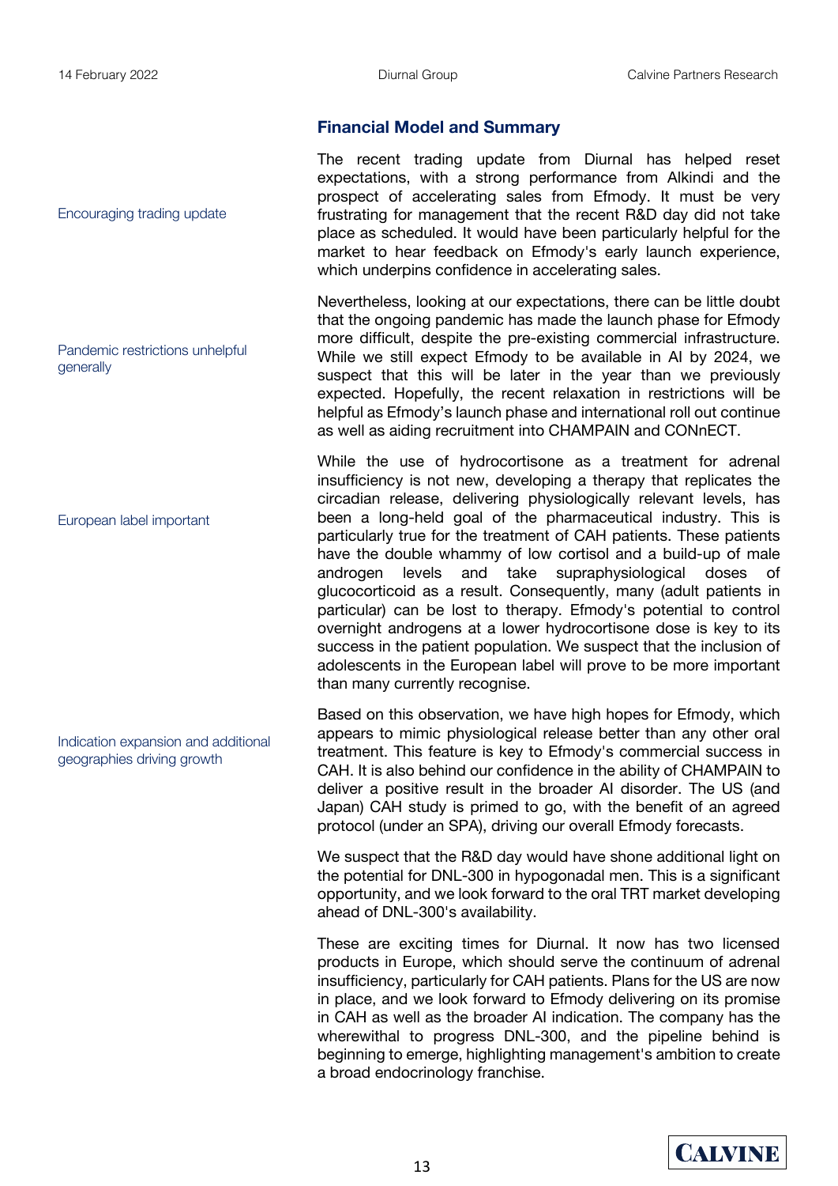## Financial Model and Summary

Encouraging trading update

The recent trading update from Diurnal has helped reset expectations, with a strong performance from Alkindi and the prospect of accelerating sales from Efmody. It must be very frustrating for management that the recent R&D day did not take place as scheduled. It would have been particularly helpful for the market to hear feedback on Efmody's early launch experience, which underpins confidence in accelerating sales.

Pandemic restrictions unhelpful generally

Nevertheless, looking at our expectations, there can be little doubt that the ongoing pandemic has made the launch phase for Efmody more difficult, despite the pre-existing commercial infrastructure. While we still expect Efmody to be available in AI by 2024, we suspect that this will be later in the year than we previously expected. Hopefully, the recent relaxation in restrictions will be helpful as Efmody's launch phase and international roll out continue as well as aiding recruitment into CHAMPAIN and CONnECT.

European label important

While the use of hydrocortisone as a treatment for adrenal insufficiency is not new, developing a therapy that replicates the circadian release, delivering physiologically relevant levels, has been a long-held goal of the pharmaceutical industry. This is particularly true for the treatment of CAH patients. These patients have the double whammy of low cortisol and a build-up of male androgen levels and take supraphysiological doses of glucocorticoid as a result. Consequently, many (adult patients in particular) can be lost to therapy. Efmody's potential to control overnight androgens at a lower hydrocortisone dose is key to its success in the patient population. We suspect that the inclusion of adolescents in the European label will prove to be more important than many currently recognise.

Indication expansion and additional geographies driving growth

Based on this observation, we have high hopes for Efmody, which appears to mimic physiological release better than any other oral treatment. This feature is key to Efmody's commercial success in CAH. It is also behind our confidence in the ability of CHAMPAIN to deliver a positive result in the broader AI disorder. The US (and Japan) CAH study is primed to go, with the benefit of an agreed protocol (under an SPA), driving our overall Efmody forecasts.

We suspect that the R&D day would have shone additional light on the potential for DNL-300 in hypogonadal men. This is a significant opportunity, and we look forward to the oral TRT market developing ahead of DNL-300's availability.

These are exciting times for Diurnal. It now has two licensed products in Europe, which should serve the continuum of adrenal insufficiency, particularly for CAH patients. Plans for the US are now in place, and we look forward to Efmody delivering on its promise in CAH as well as the broader AI indication. The company has the wherewithal to progress DNL-300, and the pipeline behind is beginning to emerge, highlighting management's ambition to create a broad endocrinology franchise.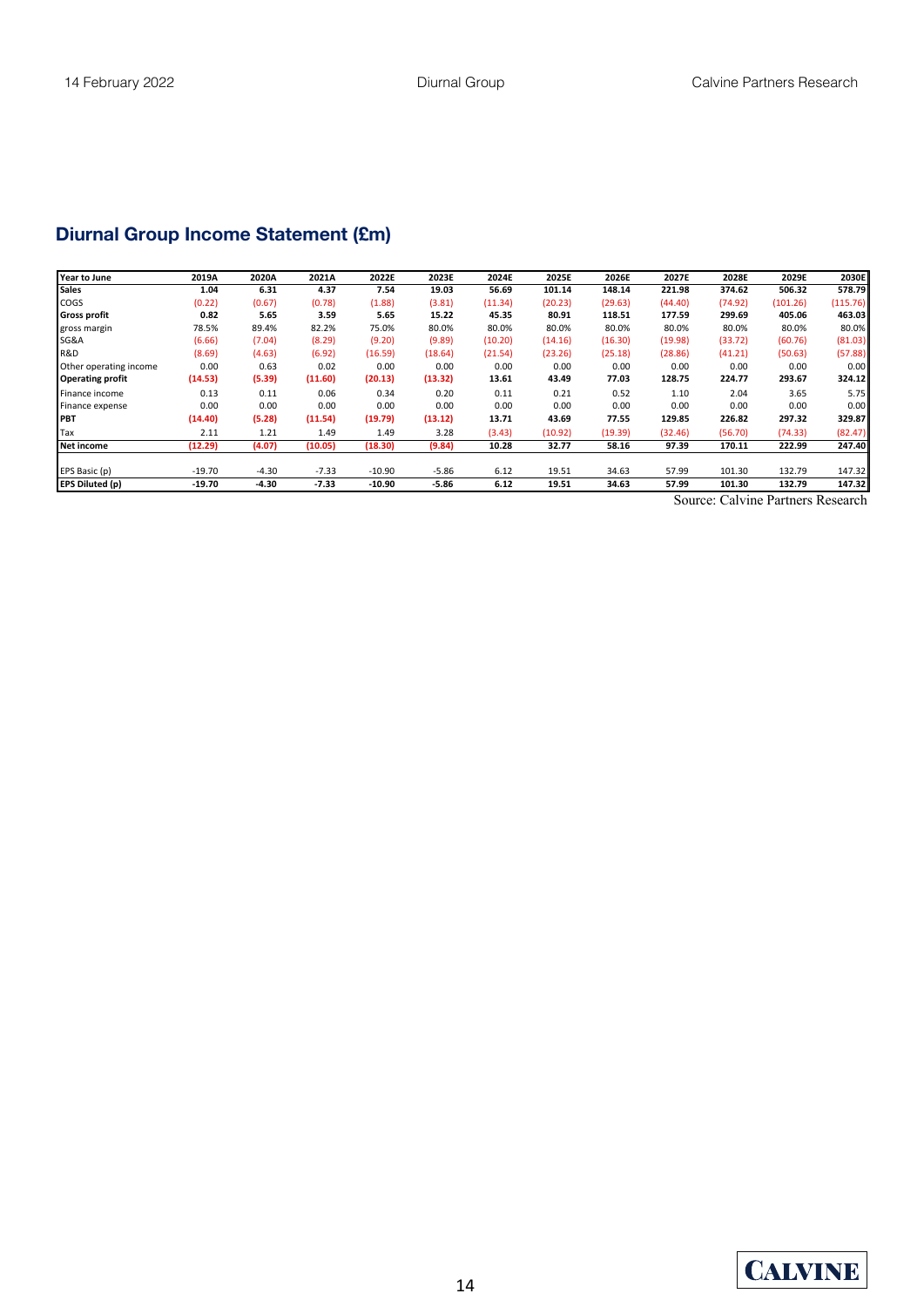## Diurnal Group Income Statement (£m)

| Year to June | 2019A | 2020A | 2021A | 2022E | 2023E | 2024E | 2025E | 2026E | 2027E | 2028E | 2029E | 2030E |
|---|---|---|---|---|---|---|---|---|---|---|---|---|
| **Sales** | **1.04** | **6.31** | **4.37** | **7.54** | **19.03** | **56.69** | **101.14** | **148.14** | **221.98** | **374.62** | **506.32** | **578.79** |
| COGS | (0.22) | (0.67) | (0.78) | (1.88) | (3.81) | (11.34) | (20.23) | (29.63) | (44.40) | (74.92) | (101.26) | (115.76) |
| **Gross profit** | **0.82** | **5.65** | **3.59** | **5.65** | **15.22** | **45.35** | **80.91** | **118.51** | **177.59** | **299.69** | **405.06** | **463.03** |
| gross margin | 78.5% | 89.4% | 82.2% | 75.0% | 80.0% | 80.0% | 80.0% | 80.0% | 80.0% | 80.0% | 80.0% | 80.0% |
| SG&A | (6.66) | (7.04) | (8.29) | (9.20) | (9.89) | (10.20) | (14.16) | (16.30) | (19.98) | (33.72) | (60.76) | (81.03) |
| R&D | (8.69) | (4.63) | (6.92) | (16.59) | (18.64) | (21.54) | (23.26) | (25.18) | (28.86) | (41.21) | (50.63) | (57.88) |
| Other operating income | 0.00 | 0.63 | 0.02 | 0.00 | 0.00 | 0.00 | 0.00 | 0.00 | 0.00 | 0.00 | 0.00 | 0.00 |
| **Operating profit** | **(14.53)** | **(5.39)** | **(11.60)** | **(20.13)** | **(13.32)** | **13.61** | **43.49** | **77.03** | **128.75** | **224.77** | **293.67** | **324.12** |
| Finance income | 0.13 | 0.11 | 0.06 | 0.34 | 0.20 | 0.11 | 0.21 | 0.52 | 1.10 | 2.04 | 3.65 | 5.75 |
| Finance expense | 0.00 | 0.00 | 0.00 | 0.00 | 0.00 | 0.00 | 0.00 | 0.00 | 0.00 | 0.00 | 0.00 | 0.00 |
| **PBT** | **(14.40)** | **(5.28)** | **(11.54)** | **(19.79)** | **(13.12)** | **13.71** | **43.69** | **77.55** | **129.85** | **226.82** | **297.32** | **329.87** |
| Tax | 2.11 | 1.21 | 1.49 | 1.49 | 3.28 | (3.43) | (10.92) | (19.39) | (32.46) | (56.70) | (74.33) | (82.47) |
| **Net income** | **(12.29)** | **(4.07)** | **(10.05)** | **(18.30)** | **(9.84)** | **10.28** | **32.77** | **58.16** | **97.39** | **170.11** | **222.99** | **247.40** |
| | | | | | | | | | | | | |
| EPS Basic (p) | -19.70 | -4.30 | -7.33 | -10.90 | -5.86 | 6.12 | 19.51 | 34.63 | 57.99 | 101.30 | 132.79 | 147.32 |
| **EPS Diluted (p)** | **-19.70** | **-4.30** | **-7.33** | **-10.90** | **-5.86** | **6.12** | **19.51** | **34.63** | **57.99** | **101.30** | **132.79** | **147.32** |

Source: Calvine Partners Research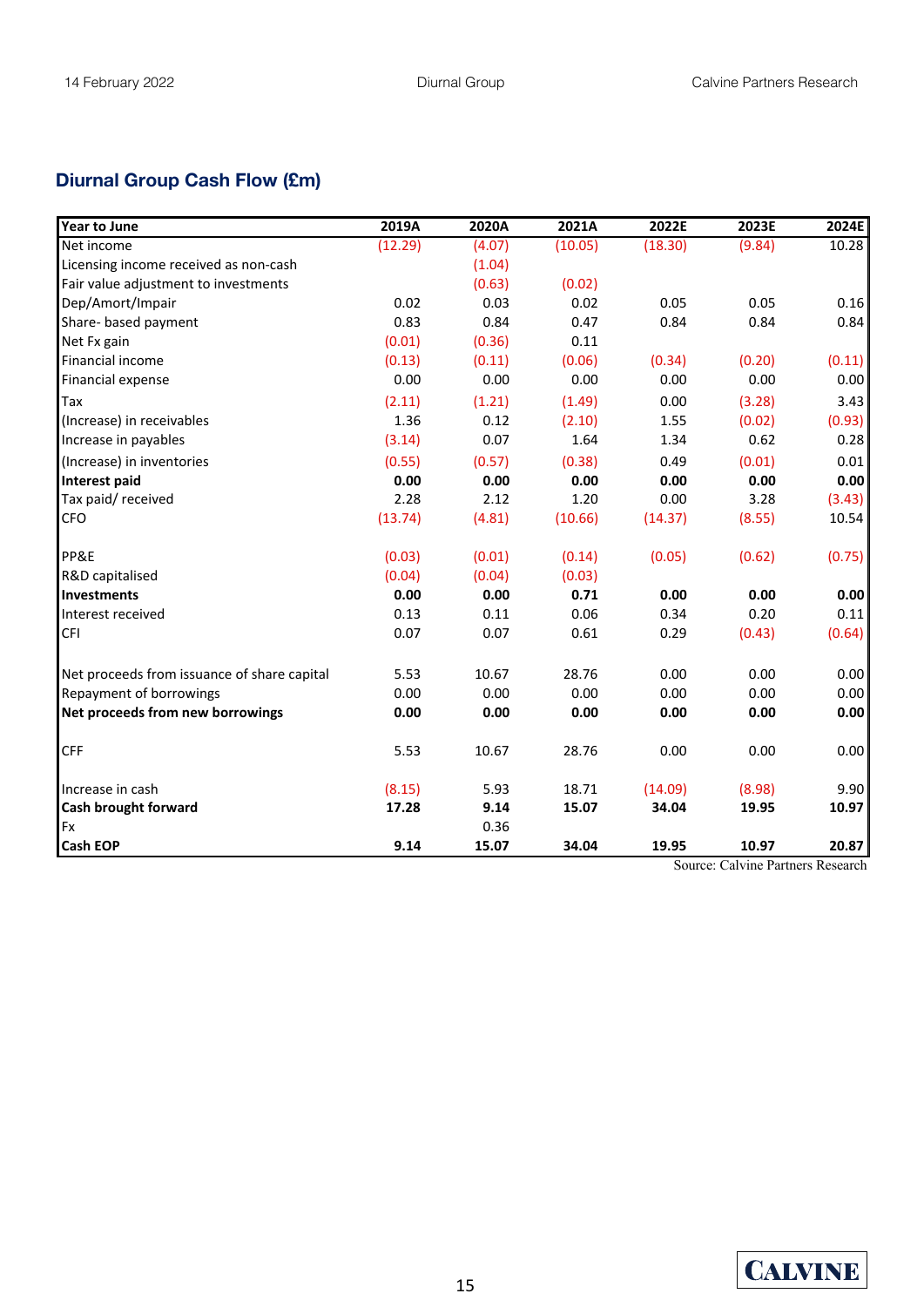## Diurnal Group Cash Flow (£m)

| Year to June | 2019A | 2020A | 2021A | 2022E | 2023E | 2024E |
|---|---|---|---|---|---|---|
| Net income | (12.29) | (4.07) | (10.05) | (18.30) | (9.84) | 10.28 |
| Licensing income received as non-cash | | (1.04) | | | | |
| Fair value adjustment to investments | | (0.63) | (0.02) | | | |
| Dep/Amort/Impair | 0.02 | 0.03 | 0.02 | 0.05 | 0.05 | 0.16 |
| Share- based payment | 0.83 | 0.84 | 0.47 | 0.84 | 0.84 | 0.84 |
| Net Fx gain | (0.01) | (0.36) | 0.11 | | | |
| Financial income | (0.13) | (0.11) | (0.06) | (0.34) | (0.20) | (0.11) |
| Financial expense | 0.00 | 0.00 | 0.00 | 0.00 | 0.00 | 0.00 |
| Tax | (2.11) | (1.21) | (1.49) | 0.00 | (3.28) | 3.43 |
| (Increase) in receivables | 1.36 | 0.12 | (2.10) | 1.55 | (0.02) | (0.93) |
| Increase in payables | (3.14) | 0.07 | 1.64 | 1.34 | 0.62 | 0.28 |
| (Increase) in inventories | (0.55) | (0.57) | (0.38) | 0.49 | (0.01) | 0.01 |
| **Interest paid** | **0.00** | **0.00** | **0.00** | **0.00** | **0.00** | **0.00** |
| Tax paid/ received | 2.28 | 2.12 | 1.20 | 0.00 | 3.28 | (3.43) |
| CFO | (13.74) | (4.81) | (10.66) | (14.37) | (8.55) | 10.54 |
| | | | | | | |
| PP&E | (0.03) | (0.01) | (0.14) | (0.05) | (0.62) | (0.75) |
| R&D capitalised | (0.04) | (0.04) | (0.03) | | | |
| **Investments** | **0.00** | **0.00** | **0.71** | **0.00** | **0.00** | **0.00** |
| Interest received | 0.13 | 0.11 | 0.06 | 0.34 | 0.20 | 0.11 |
| CFI | 0.07 | 0.07 | 0.61 | 0.29 | (0.43) | (0.64) |
| | | | | | | |
| Net proceeds from issuance of share capital | 5.53 | 10.67 | 28.76 | 0.00 | 0.00 | 0.00 |
| Repayment of borrowings | 0.00 | 0.00 | 0.00 | 0.00 | 0.00 | 0.00 |
| **Net proceeds from new borrowings** | **0.00** | **0.00** | **0.00** | **0.00** | **0.00** | **0.00** |
| | | | | | | |
| CFF | 5.53 | 10.67 | 28.76 | 0.00 | 0.00 | 0.00 |
| | | | | | | |
| Increase in cash | (8.15) | 5.93 | 18.71 | (14.09) | (8.98) | 9.90 |
| **Cash brought forward** | **17.28** | **9.14** | **15.07** | **34.04** | **19.95** | **10.97** |
| Fx | | 0.36 | | | | |
| **Cash EOP** | **9.14** | **15.07** | **34.04** | **19.95** | **10.97** | **20.87** |

Source: Calvine Partners Research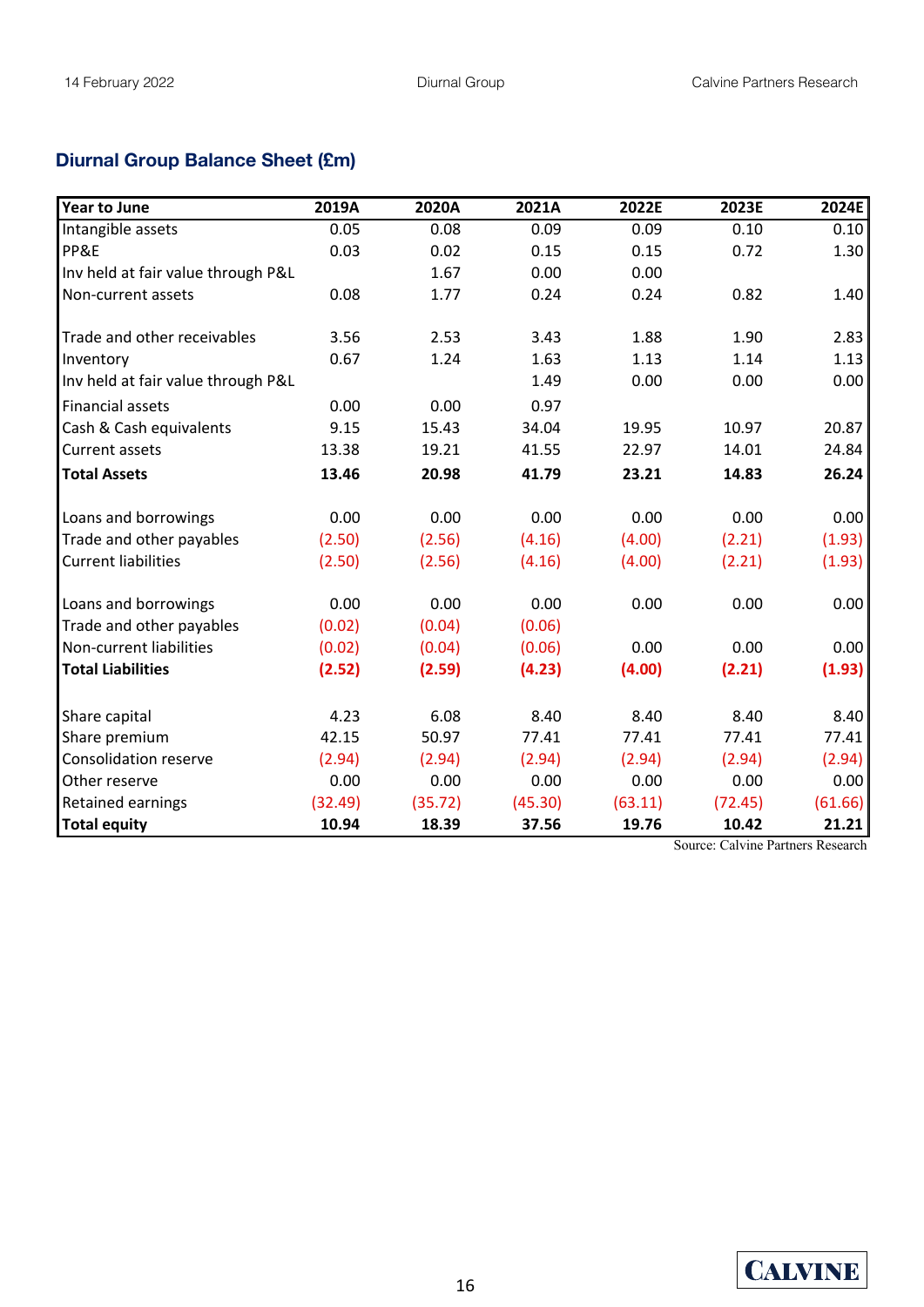## Diurnal Group Balance Sheet (£m)

| Year to June | 2019A | 2020A | 2021A | 2022E | 2023E | 2024E |
|---|---|---|---|---|---|---|
| Intangible assets | 0.05 | 0.08 | 0.09 | 0.09 | 0.10 | 0.10 |
| PP&E | 0.03 | 0.02 | 0.15 | 0.15 | 0.72 | 1.30 |
| Inv held at fair value through P&L | | 1.67 | 0.00 | 0.00 | | |
| Non-current assets | 0.08 | 1.77 | 0.24 | 0.24 | 0.82 | 1.40 |
| | | | | | | |
| Trade and other receivables | 3.56 | 2.53 | 3.43 | 1.88 | 1.90 | 2.83 |
| Inventory | 0.67 | 1.24 | 1.63 | 1.13 | 1.14 | 1.13 |
| Inv held at fair value through P&L | | | 1.49 | 0.00 | 0.00 | 0.00 |
| Financial assets | 0.00 | 0.00 | 0.97 | | | |
| Cash & Cash equivalents | 9.15 | 15.43 | 34.04 | 19.95 | 10.97 | 20.87 |
| Current assets | 13.38 | 19.21 | 41.55 | 22.97 | 14.01 | 24.84 |
| **Total Assets** | **13.46** | **20.98** | **41.79** | **23.21** | **14.83** | **26.24** |
| | | | | | | |
| Loans and borrowings | 0.00 | 0.00 | 0.00 | 0.00 | 0.00 | 0.00 |
| Trade and other payables | (2.50) | (2.56) | (4.16) | (4.00) | (2.21) | (1.93) |
| Current liabilities | (2.50) | (2.56) | (4.16) | (4.00) | (2.21) | (1.93) |
| | | | | | | |
| Loans and borrowings | 0.00 | 0.00 | 0.00 | 0.00 | 0.00 | 0.00 |
| Trade and other payables | (0.02) | (0.04) | (0.06) | | | |
| Non-current liabilities | (0.02) | (0.04) | (0.06) | 0.00 | 0.00 | 0.00 |
| **Total Liabilities** | **(2.52)** | **(2.59)** | **(4.23)** | **(4.00)** | **(2.21)** | **(1.93)** |
| | | | | | | |
| Share capital | 4.23 | 6.08 | 8.40 | 8.40 | 8.40 | 8.40 |
| Share premium | 42.15 | 50.97 | 77.41 | 77.41 | 77.41 | 77.41 |
| Consolidation reserve | (2.94) | (2.94) | (2.94) | (2.94) | (2.94) | (2.94) |
| Other reserve | 0.00 | 0.00 | 0.00 | 0.00 | 0.00 | 0.00 |
| Retained earnings | (32.49) | (35.72) | (45.30) | (63.11) | (72.45) | (61.66) |
| **Total equity** | **10.94** | **18.39** | **37.56** | **19.76** | **10.42** | **21.21** |

Source: Calvine Partners Research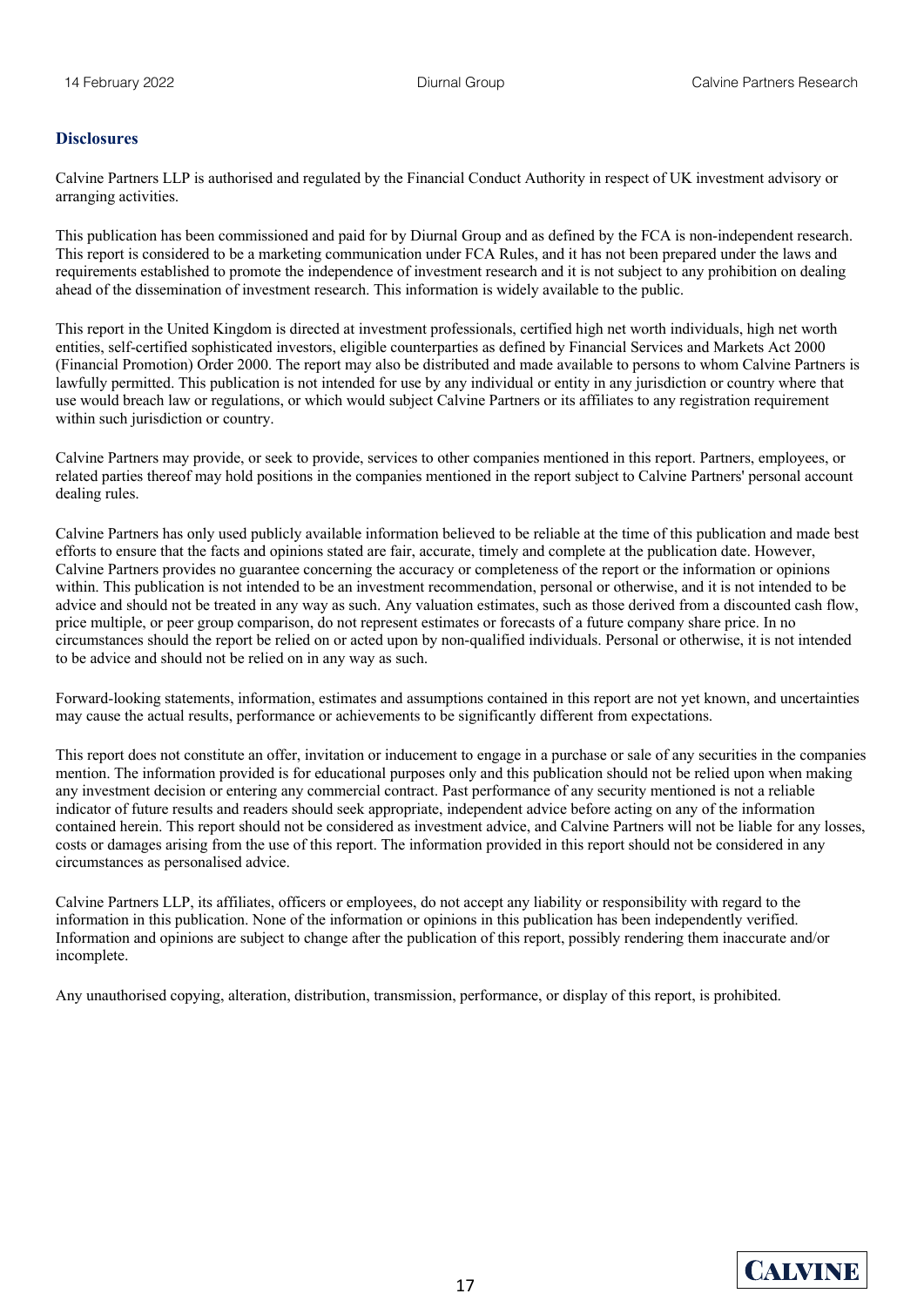## Disclosures

Calvine Partners LLP is authorised and regulated by the Financial Conduct Authority in respect of UK investment advisory or arranging activities.

This publication has been commissioned and paid for by Diurnal Group and as defined by the FCA is non-independent research. This report is considered to be a marketing communication under FCA Rules, and it has not been prepared under the laws and requirements established to promote the independence of investment research and it is not subject to any prohibition on dealing ahead of the dissemination of investment research. This information is widely available to the public.

This report in the United Kingdom is directed at investment professionals, certified high net worth individuals, high net worth entities, self-certified sophisticated investors, eligible counterparties as defined by Financial Services and Markets Act 2000 (Financial Promotion) Order 2000. The report may also be distributed and made available to persons to whom Calvine Partners is lawfully permitted. This publication is not intended for use by any individual or entity in any jurisdiction or country where that use would breach law or regulations, or which would subject Calvine Partners or its affiliates to any registration requirement within such jurisdiction or country.

Calvine Partners may provide, or seek to provide, services to other companies mentioned in this report. Partners, employees, or related parties thereof may hold positions in the companies mentioned in the report subject to Calvine Partners' personal account dealing rules.

Calvine Partners has only used publicly available information believed to be reliable at the time of this publication and made best efforts to ensure that the facts and opinions stated are fair, accurate, timely and complete at the publication date. However, Calvine Partners provides no guarantee concerning the accuracy or completeness of the report or the information or opinions within. This publication is not intended to be an investment recommendation, personal or otherwise, and it is not intended to be advice and should not be treated in any way as such. Any valuation estimates, such as those derived from a discounted cash flow, price multiple, or peer group comparison, do not represent estimates or forecasts of a future company share price. In no circumstances should the report be relied on or acted upon by non-qualified individuals. Personal or otherwise, it is not intended to be advice and should not be relied on in any way as such.

Forward-looking statements, information, estimates and assumptions contained in this report are not yet known, and uncertainties may cause the actual results, performance or achievements to be significantly different from expectations.

This report does not constitute an offer, invitation or inducement to engage in a purchase or sale of any securities in the companies mention. The information provided is for educational purposes only and this publication should not be relied upon when making any investment decision or entering any commercial contract. Past performance of any security mentioned is not a reliable indicator of future results and readers should seek appropriate, independent advice before acting on any of the information contained herein. This report should not be considered as investment advice, and Calvine Partners will not be liable for any losses, costs or damages arising from the use of this report. The information provided in this report should not be considered in any circumstances as personalised advice.

Calvine Partners LLP, its affiliates, officers or employees, do not accept any liability or responsibility with regard to the information in this publication. None of the information or opinions in this publication has been independently verified. Information and opinions are subject to change after the publication of this report, possibly rendering them inaccurate and/or incomplete.

Any unauthorised copying, alteration, distribution, transmission, performance, or display of this report, is prohibited.